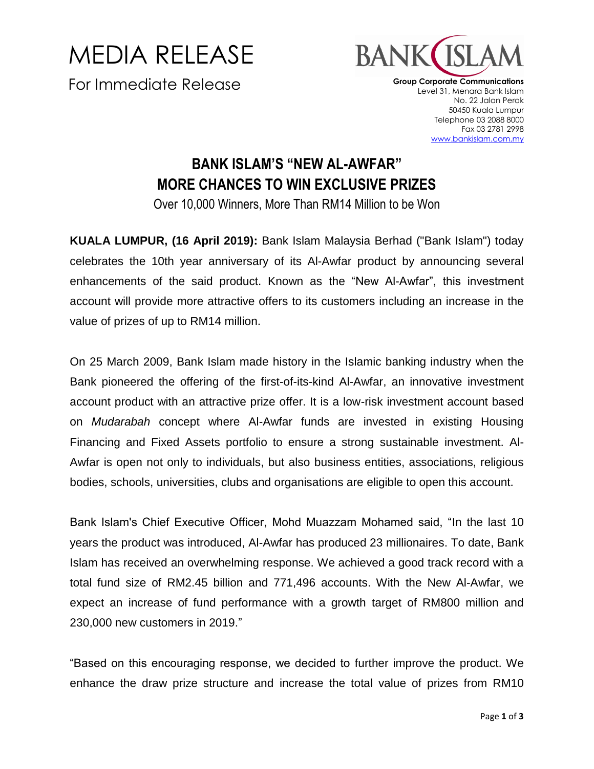# MEDIA RELEASE

For Immediate Release

**Group Corporate Communications**
Level 31, Menara Bank Islam
No. 22 Jalan Perak
50450 Kuala Lumpur
Telephone 03 2088 8000
Fax 03 2781 2998
www.bankislam.com.my

## BANK ISLAM'S "NEW AL-AWFAR" MORE CHANCES TO WIN EXCLUSIVE PRIZES

Over 10,000 Winners, More Than RM14 Million to be Won

**KUALA LUMPUR, (16 April 2019):** Bank Islam Malaysia Berhad ("Bank Islam") today celebrates the 10th year anniversary of its Al-Awfar product by announcing several enhancements of the said product. Known as the "New Al-Awfar", this investment account will provide more attractive offers to its customers including an increase in the value of prizes of up to RM14 million.

On 25 March 2009, Bank Islam made history in the Islamic banking industry when the Bank pioneered the offering of the first-of-its-kind Al-Awfar, an innovative investment account product with an attractive prize offer. It is a low-risk investment account based on *Mudarabah* concept where Al-Awfar funds are invested in existing Housing Financing and Fixed Assets portfolio to ensure a strong sustainable investment. Al-Awfar is open not only to individuals, but also business entities, associations, religious bodies, schools, universities, clubs and organisations are eligible to open this account.

Bank Islam's Chief Executive Officer, Mohd Muazzam Mohamed said, "In the last 10 years the product was introduced, Al-Awfar has produced 23 millionaires. To date, Bank Islam has received an overwhelming response. We achieved a good track record with a total fund size of RM2.45 billion and 771,496 accounts. With the New Al-Awfar, we expect an increase of fund performance with a growth target of RM800 million and 230,000 new customers in 2019."

"Based on this encouraging response, we decided to further improve the product. We enhance the draw prize structure and increase the total value of prizes from RM10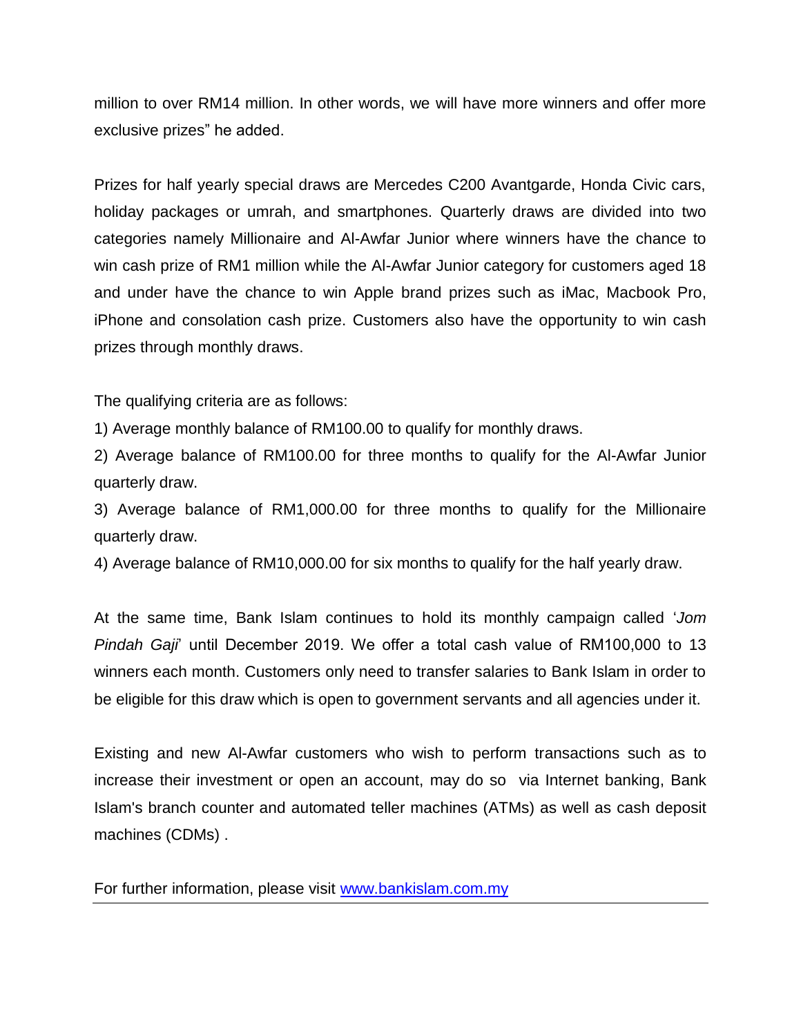million to over RM14 million. In other words, we will have more winners and offer more exclusive prizes" he added.

Prizes for half yearly special draws are Mercedes C200 Avantgarde, Honda Civic cars, holiday packages or umrah, and smartphones. Quarterly draws are divided into two categories namely Millionaire and Al-Awfar Junior where winners have the chance to win cash prize of RM1 million while the Al-Awfar Junior category for customers aged 18 and under have the chance to win Apple brand prizes such as iMac, Macbook Pro, iPhone and consolation cash prize. Customers also have the opportunity to win cash prizes through monthly draws.

The qualifying criteria are as follows:

1) Average monthly balance of RM100.00 to qualify for monthly draws.

2) Average balance of RM100.00 for three months to qualify for the Al-Awfar Junior quarterly draw.

3) Average balance of RM1,000.00 for three months to qualify for the Millionaire quarterly draw.

4) Average balance of RM10,000.00 for six months to qualify for the half yearly draw.

At the same time, Bank Islam continues to hold its monthly campaign called '*Jom Pindah Gaji*' until December 2019. We offer a total cash value of RM100,000 to 13 winners each month. Customers only need to transfer salaries to Bank Islam in order to be eligible for this draw which is open to government servants and all agencies under it.

Existing and new Al-Awfar customers who wish to perform transactions such as to increase their investment or open an account, may do so via Internet banking, Bank Islam's branch counter and automated teller machines (ATMs) as well as cash deposit machines (CDMs) .

For further information, please visit [www.bankislam.com.my](http://www.bankislam.com.my)

---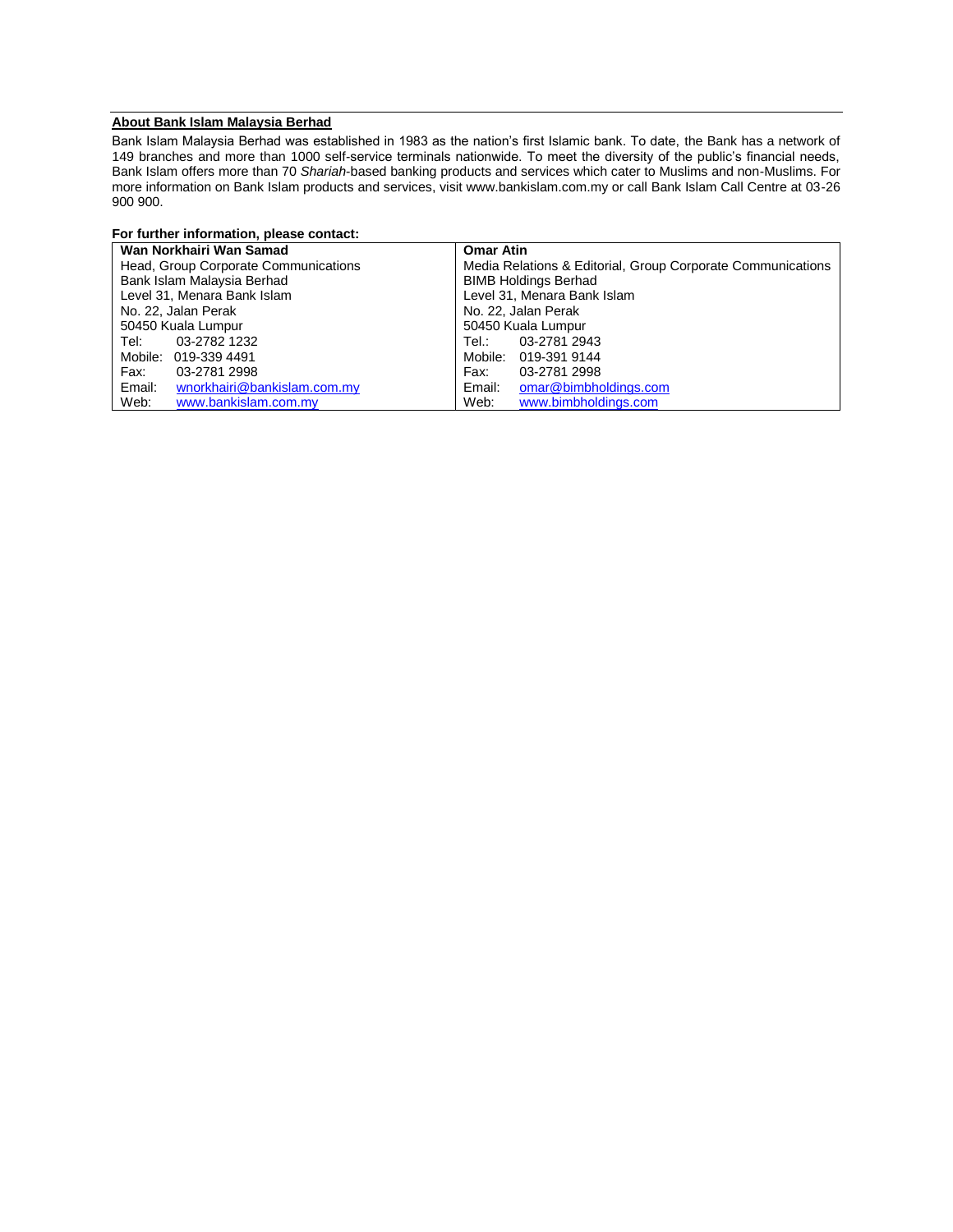**About Bank Islam Malaysia Berhad**

Bank Islam Malaysia Berhad was established in 1983 as the nation's first Islamic bank. To date, the Bank has a network of 149 branches and more than 1000 self-service terminals nationwide. To meet the diversity of the public's financial needs, Bank Islam offers more than 70 *Shariah*-based banking products and services which cater to Muslims and non-Muslims. For more information on Bank Islam products and services, visit www.bankislam.com.my or call Bank Islam Call Centre at 03-26 900 900.

**For further information, please contact:**

| | |
|---|---|
| **Wan Norkhairi Wan Samad** | **Omar Atin** |
| Head, Group Corporate Communications | Media Relations & Editorial, Group Corporate Communications |
| Bank Islam Malaysia Berhad | BIMB Holdings Berhad |
| Level 31, Menara Bank Islam | Level 31, Menara Bank Islam |
| No. 22, Jalan Perak | No. 22, Jalan Perak |
| 50450 Kuala Lumpur | 50450 Kuala Lumpur |
| Tel: 03-2782 1232 | Tel.: 03-2781 2943 |
| Mobile: 019-339 4491 | Mobile: 019-391 9144 |
| Fax: 03-2781 2998 | Fax: 03-2781 2998 |
| Email: wnorkhairi@bankislam.com.my | Email: omar@bimbholdings.com |
| Web: www.bankislam.com.my | Web: www.bimbholdings.com |